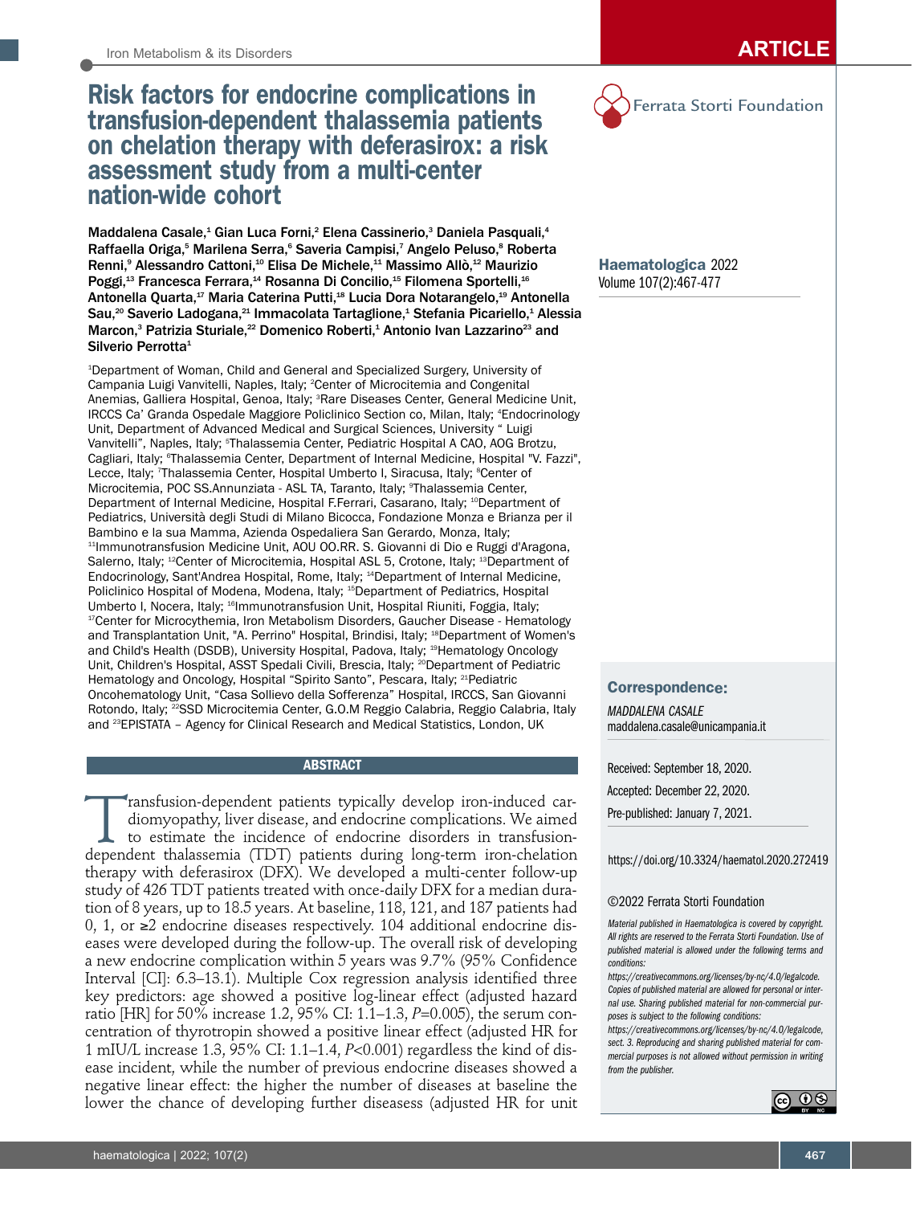# Risk factors for endocrine complications in transfusion-dependent thalassemia patients on chelation therapy with deferasirox: a risk assessment study from a multi-center nation-wide cohort

Maddalena Casale,[1] Gian Luca Forni,[2] Elena Cassinerio,[3] Daniela Pasquali,[4] Raffaella Origa,[5] Marilena Serra,[6] Saveria Campisi,[7] Angelo Peluso,[8] Roberta Renni,[9] Alessandro Cattoni,[10] Elisa De Michele,[11] Massimo Allò,[12] Maurizio Poggi,[13] Francesca Ferrara,[14] Rosanna Di Concilio,[15] Filomena Sportelli,[16] Antonella Quarta,[17] Maria Caterina Putti,[18] Lucia Dora Notarangelo,[19] Antonella Sau,[20] Saverio Ladogana,[21] Immacolata Tartaglione,[1] Stefania Picariello,[1] Alessia Marcon,[3] Patrizia Sturiale,[22] Domenico Roberti,[1] Antonio Ivan Lazzarino[23] and Silverio Perrotta[1]

[1]Department of Woman, Child and General and Specialized Surgery, University of Campania Luigi Vanvitelli, Naples, Italy; [2]Center of Microcitemia and Congenital Anemias, Galliera Hospital, Genoa, Italy; [3]Rare Diseases Center, General Medicine Unit, IRCCS Ca' Granda Ospedale Maggiore Policlinico Section co, Milan, Italy; [4]Endocrinology Unit, Department of Advanced Medical and Surgical Sciences, University " Luigi Vanvitelli", Naples, Italy; [5]Thalassemia Center, Pediatric Hospital A CAO, AOG Brotzu, Cagliari, Italy; [6]Thalassemia Center, Department of Internal Medicine, Hospital "V. Fazzi", Lecce, Italy; [7]Thalassemia Center, Hospital Umberto I, Siracusa, Italy; [8]Center of Microcitemia, POC SS.Annunziata - ASL TA, Taranto, Italy; [9]Thalassemia Center, Department of Internal Medicine, Hospital F.Ferrari, Casarano, Italy; [10]Department of Pediatrics, Università degli Studi di Milano Bicocca, Fondazione Monza e Brianza per il Bambino e la sua Mamma, Azienda Ospedaliera San Gerardo, Monza, Italy; [11]Immunotransfusion Medicine Unit, AOU OO.RR. S. Giovanni di Dio e Ruggi d'Aragona, Salerno, Italy; [12]Center of Microcitemia, Hospital ASL 5, Crotone, Italy; [13]Department of Endocrinology, Sant'Andrea Hospital, Rome, Italy; [14]Department of Internal Medicine, Policlinico Hospital of Modena, Modena, Italy; [15]Department of Pediatrics, Hospital Umberto I, Nocera, Italy; [16]Immunotransfusion Unit, Hospital Riuniti, Foggia, Italy; [17]Center for Microcythemia, Iron Metabolism Disorders, Gaucher Disease - Hematology and Transplantation Unit, "A. Perrino" Hospital, Brindisi, Italy; [18]Department of Women's and Child's Health (DSDB), University Hospital, Padova, Italy; [19]Hematology Oncology Unit, Children's Hospital, ASST Spedali Civili, Brescia, Italy; [20]Department of Pediatric Hematology and Oncology, Hospital "Spirito Santo", Pescara, Italy; [21]Pediatric Oncohematology Unit, "Casa Sollievo della Sofferenza" Hospital, IRCCS, San Giovanni Rotondo, Italy; [22]SSD Microcitemia Center, G.O.M Reggio Calabria, Reggio Calabria, Italy and [23]EPISTATA – Agency for Clinical Research and Medical Statistics, London, UK

## ABSTRACT

Transfusion-dependent patients typically develop iron-induced cardiomyopathy, liver disease, and endocrine complications. We aimed to estimate the incidence of endocrine disorders in transfusion-dependent thalassemia (TDT) patients during long-term iron-chelation therapy with deferasirox (DFX). We developed a multi-center follow-up study of 426 TDT patients treated with once-daily DFX for a median duration of 8 years, up to 18.5 years. At baseline, 118, 121, and 187 patients had 0, 1, or ≥2 endocrine diseases respectively. 104 additional endocrine diseases were developed during the follow-up. The overall risk of developing a new endocrine complication within 5 years was 9.7% (95% Confidence Interval [CI]: 6.3–13.1). Multiple Cox regression analysis identified three key predictors: age showed a positive log-linear effect (adjusted hazard ratio [HR] for 50% increase 1.2, 95% CI: 1.1–1.3, $P$=0.005), the serum concentration of thyrotropin showed a positive linear effect (adjusted HR for 1 mIU/L increase 1.3, 95% CI: 1.1–1.4, $P$<0.001) regardless the kind of disease incident, while the number of previous endocrine diseases showed a negative linear effect: the higher the number of diseases at baseline the lower the chance of developing further diseasess (adjusted HR for unit

Correspondence:
*MADDALENA CASALE*
maddalena.casale@unicampania.it

Received: September 18, 2020.
Accepted: December 22, 2020.
Pre-published: January 7, 2021.

https://doi.org/10.3324/haematol.2020.272419

©2022 Ferrata Storti Foundation

*Material published in Haematologica is covered by copyright. All rights are reserved to the Ferrata Storti Foundation. Use of published material is allowed under the following terms and conditions:*
*https://creativecommons.org/licenses/by-nc/4.0/legalcode. Copies of published material are allowed for personal or internal use. Sharing published material for non-commercial purposes is subject to the following conditions:*
*https://creativecommons.org/licenses/by-nc/4.0/legalcode, sect. 3. Reproducing and sharing published material for commercial purposes is not allowed without permission in writing from the publisher.*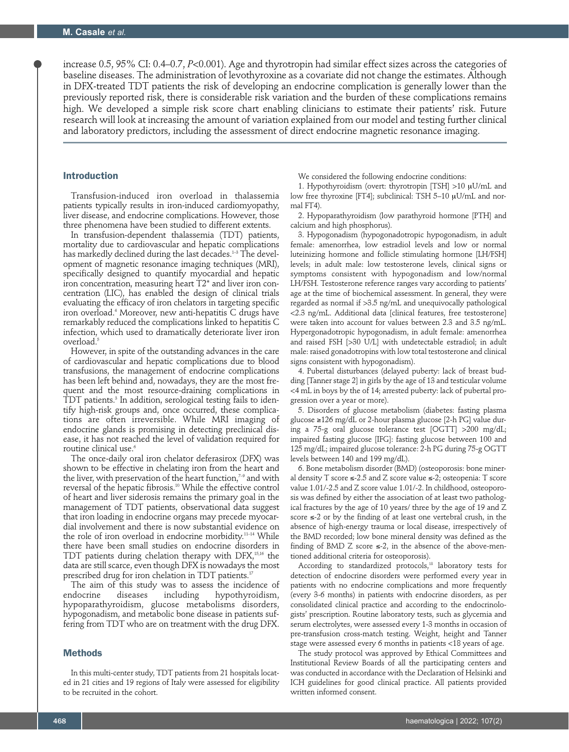increase 0.5, 95% CI: 0.4–0.7, $P<0.001$). Age and thyrotropin had similar effect sizes across the categories of baseline diseases. The administration of levothyroxine as a covariate did not change the estimates. Although in DFX-treated TDT patients the risk of developing an endocrine complication is generally lower than the previously reported risk, there is considerable risk variation and the burden of these complications remains high. We developed a simple risk score chart enabling clinicians to estimate their patients' risk. Future research will look at increasing the amount of variation explained from our model and testing further clinical and laboratory predictors, including the assessment of direct endocrine magnetic resonance imaging.

## Introduction

Transfusion-induced iron overload in thalassemia patients typically results in iron-induced cardiomyopathy, liver disease, and endocrine complications. However, those three phenomena have been studied to different extents.

In transfusion-dependent thalassemia (TDT) patients, mortality due to cardiovascular and hepatic complications has markedly declined during the last decades.[1-3] The development of magnetic resonance imaging techniques (MRI), specifically designed to quantify myocardial and hepatic iron concentration, measuring heart T2* and liver iron concentration (LIC), has enabled the design of clinical trials evaluating the efficacy of iron chelators in targeting specific iron overload.[4] Moreover, new anti-hepatitis C drugs have remarkably reduced the complications linked to hepatitis C infection, which used to dramatically deteriorate liver iron overload.[5]

However, in spite of the outstanding advances in the care of cardiovascular and hepatic complications due to blood transfusions, the management of endocrine complications has been left behind and, nowadays, they are the most frequent and the most resource-draining complications in TDT patients.[3] In addition, serological testing fails to identify high-risk groups and, once occurred, these complications are often irreversible. While MRI imaging of endocrine glands is promising in detecting preclinical disease, it has not reached the level of validation required for routine clinical use.[6]

The once-daily oral iron chelator deferasirox (DFX) was shown to be effective in chelating iron from the heart and the liver, with preservation of the heart function,[7-9] and with reversal of the hepatic fibrosis.[10] While the effective control of heart and liver siderosis remains the primary goal in the management of TDT patients, observational data suggest that iron loading in endocrine organs may precede myocardial involvement and there is now substantial evidence on the role of iron overload in endocrine morbidity.[11-14] While there have been small studies on endocrine disorders in TDT patients during chelation therapy with DFX,[15,16] the data are still scarce, even though DFX is nowadays the most prescribed drug for iron chelation in TDT patients.[17]

The aim of this study was to assess the incidence of endocrine diseases including hypothyroidism, hypoparathyroidism, glucose metabolisms disorders, hypogonadism, and metabolic bone disease in patients suffering from TDT who are on treatment with the drug DFX.

## Methods

In this multi-center study, TDT patients from 21 hospitals located in 21 cities and 19 regions of Italy were assessed for eligibility to be recruited in the cohort.

We considered the following endocrine conditions:

1. Hypothyroidism (overt: thyrotropin [TSH] >10 μU/mL and low free thyroxine [FT4]; subclinical: TSH 5–10 μU/mL and normal FT4).
2. Hypoparathyroidism (low parathyroid hormone [PTH] and calcium and high phosphorus).
3. Hypogonadism (hypogonadotropic hypogonadism, in adult female: amenorrhea, low estradiol levels and low or normal luteinizing hormone and follicle stimulating hormone [LH/FSH] levels; in adult male: low testosterone levels, clinical signs or symptoms consistent with hypogonadism and low/normal LH/FSH. Testosterone reference ranges vary according to patients' age at the time of biochemical assessment. In general, they were regarded as normal if >3.5 ng/mL and unequivocally pathological <2.3 ng/mL. Additional data [clinical features, free testosterone] were taken into account for values between 2.3 and 3.5 ng/mL. Hypergonadotropic hypogonadism, in adult female: amenorrhea and raised FSH [>30 U/L] with undetectable estradiol; in adult male: raised gonadotropins with low total testosterone and clinical signs consistent with hypogonadism).
4. Pubertal disturbances (delayed puberty: lack of breast budding [Tanner stage 2] in girls by the age of 13 and testicular volume <4 mL in boys by the of 14; arrested puberty: lack of pubertal progression over a year or more).
5. Disorders of glucose metabolism (diabetes: fasting plasma glucose ≥126 mg/dL or 2-hour plasma glucose [2-h PG] value during a 75-g oral glucose tolerance test [OGTT] >200 mg/dL; impaired fasting glucose [IFG]: fasting glucose between 100 and 125 mg/dL; impaired glucose tolerance: 2-h PG during 75-g OGTT levels between 140 and 199 mg/dL).
6. Bone metabolism disorder (BMD) (osteoporosis: bone mineral density T score ≤-2.5 and Z score value ≤-2; osteopenia: T score value 1.01/-2.5 and Z score value 1.01/-2. In childhood, osteoporosis was defined by either the association of at least two pathological fractures by the age of 10 years/ three by the age of 19 and Z score ≤-2 or by the finding of at least one vertebral crush, in the absence of high-energy trauma or local disease, irrespectively of the BMD recorded; low bone mineral density was defined as the finding of BMD Z score ≤-2, in the absence of the above-mentioned additional criteria for osteoporosis).

According to standardized protocols,[18] laboratory tests for detection of endocrine disorders were performed every year in patients with no endocrine complications and more frequently (every 3-6 months) in patients with endocrine disorders, as per consolidated clinical practice and according to the endocrinologists' prescription. Routine laboratory tests, such as glycemia and serum electrolytes, were assessed every 1-3 months in occasion of pre-transfusion cross-match testing. Weight, height and Tanner stage were assessed every 6 months in patients <18 years of age.

The study protocol was approved by Ethical Committees and Institutional Review Boards of all the participating centers and was conducted in accordance with the Declaration of Helsinki and ICH guidelines for good clinical practice. All patients provided written informed consent.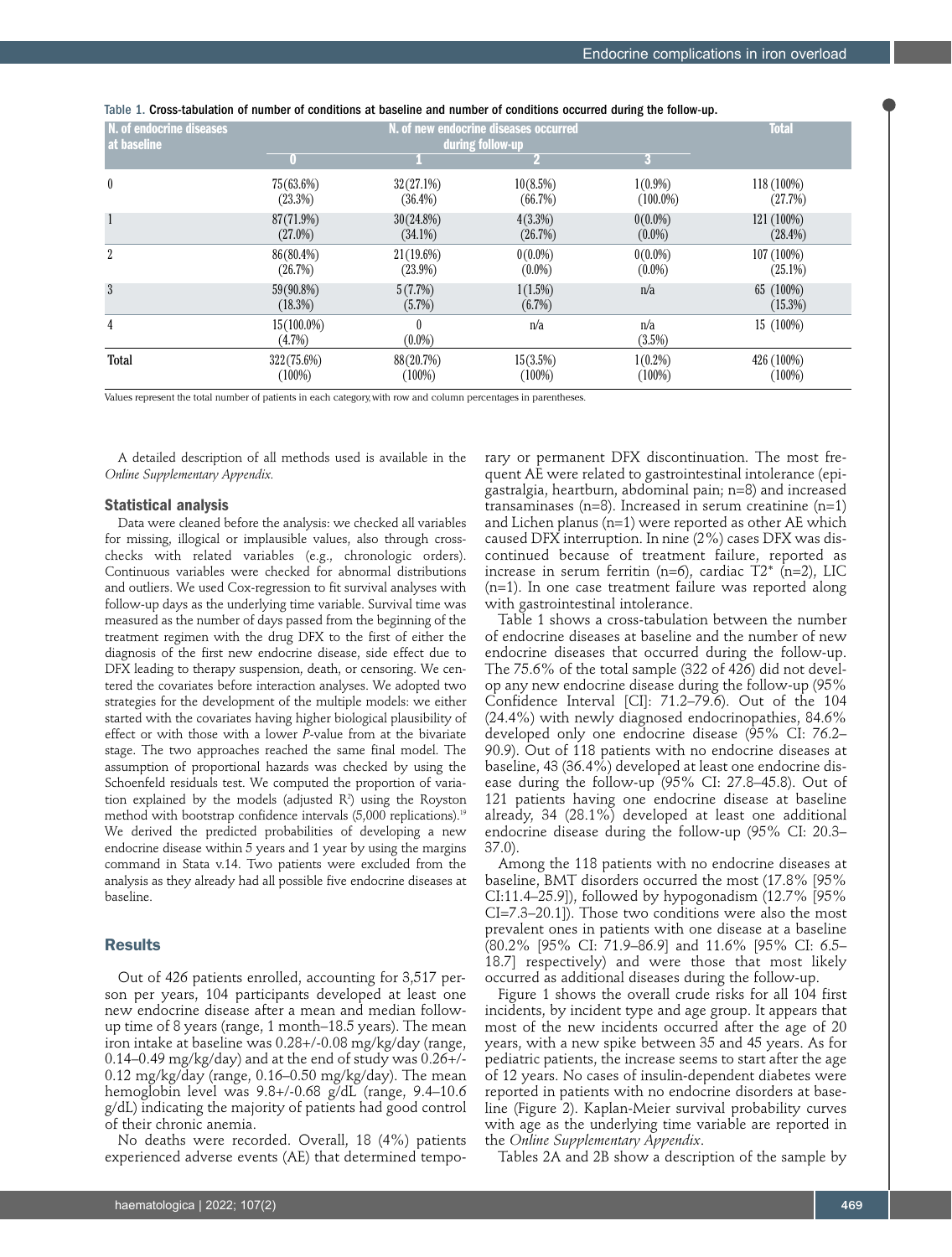Table 1. Cross-tabulation of number of conditions at baseline and number of conditions occurred during the follow-up.

| N. of endocrine diseases at baseline | N. of new endocrine diseases occurred during follow-up | | | | Total |
|---|---|---|---|---|---|
| | 0 | 1 | 2 | 3 | |
| 0 | 75(63.6%) (23.3%) | 32(27.1%) (36.4%) | 10(8.5%) (66.7%) | 1(0.9%) (100.0%) | 118 (100%) (27.7%) |
| 1 | 87(71.9%) (27.0%) | 30(24.8%) (34.1%) | 4(3.3%) (26.7%) | 0(0.0%) (0.0%) | 121 (100%) (28.4%) |
| 2 | 86(80.4%) (26.7%) | 21(19.6%) (23.9%) | 0(0.0%) (0.0%) | 0(0.0%) (0.0%) | 107 (100%) (25.1%) |
| 3 | 59(90.8%) (18.3%) | 5(7.7%) (5.7%) | 1(1.5%) (6.7%) | n/a | 65 (100%) (15.3%) |
| 4 | 15(100.0%) (4.7%) | 0 (0.0%) | n/a | n/a (3.5%) | 15 (100%) |
| **Total** | 322(75.6%) (100%) | 88(20.7%) (100%) | 15(3.5%) (100%) | 1(0.2%) (100%) | 426 (100%) (100%) |

Values represent the total number of patients in each category,with row and column percentages in parentheses.

A detailed description of all methods used is available in the *Online Supplementary Appendix.*

### Statistical analysis

Data were cleaned before the analysis: we checked all variables for missing, illogical or implausible values, also through cross-checks with related variables (e.g., chronologic orders). Continuous variables were checked for abnormal distributions and outliers. We used Cox-regression to fit survival analyses with follow-up days as the underlying time variable. Survival time was measured as the number of days passed from the beginning of the treatment regimen with the drug DFX to the first of either the diagnosis of the first new endocrine disease, side effect due to DFX leading to therapy suspension, death, or censoring. We centered the covariates before interaction analyses. We adopted two strategies for the development of the multiple models: we either started with the covariates having higher biological plausibility of effect or with those with a lower *P*-value from at the bivariate stage. The two approaches reached the same final model. The assumption of proportional hazards was checked by using the Schoenfeld residuals test. We computed the proportion of variation explained by the models (adjusted $R^2$) using the Royston method with bootstrap confidence intervals (5,000 replications).[19] We derived the predicted probabilities of developing a new endocrine disease within 5 years and 1 year by using the margins command in Stata v.14. Two patients were excluded from the analysis as they already had all possible five endocrine diseases at baseline.

## Results

Out of 426 patients enrolled, accounting for 3,517 person per years, 104 participants developed at least one new endocrine disease after a mean and median follow-up time of 8 years (range, 1 month–18.5 years). The mean iron intake at baseline was 0.28+/-0.08 mg/kg/day (range, 0.14–0.49 mg/kg/day) and at the end of study was 0.26+/-0.12 mg/kg/day (range, 0.16–0.50 mg/kg/day). The mean hemoglobin level was 9.8+/-0.68 g/dL (range, 9.4–10.6 g/dL) indicating the majority of patients had good control of their chronic anemia.

No deaths were recorded. Overall, 18 (4%) patients experienced adverse events (AE) that determined temporary or permanent DFX discontinuation. The most frequent AE were related to gastrointestinal intolerance (epigastralgia, heartburn, abdominal pain; n=8) and increased transaminases (n=8). Increased in serum creatinine (n=1) and Lichen planus (n=1) were reported as other AE which caused DFX interruption. In nine (2%) cases DFX was discontinued because of treatment failure, reported as increase in serum ferritin (n=6), cardiac T2* (n=2), LIC (n=1). In one case treatment failure was reported along with gastrointestinal intolerance.

Table 1 shows a cross-tabulation between the number of endocrine diseases at baseline and the number of new endocrine diseases that occurred during the follow-up. The 75.6% of the total sample (322 of 426) did not develop any new endocrine disease during the follow-up (95% Confidence Interval [CI]: 71.2–79.6). Out of the 104 (24.4%) with newly diagnosed endocrinopathies, 84.6% developed only one endocrine disease (95% CI: 76.2–90.9). Out of 118 patients with no endocrine diseases at baseline, 43 (36.4%) developed at least one endocrine disease during the follow-up (95% CI: 27.8–45.8). Out of 121 patients having one endocrine disease at baseline already, 34 (28.1%) developed at least one additional endocrine disease during the follow-up (95% CI: 20.3–37.0).

Among the 118 patients with no endocrine diseases at baseline, BMT disorders occurred the most (17.8% [95% CI:11.4–25.9]), followed by hypogonadism (12.7% [95% CI=7.3–20.1]). Those two conditions were also the most prevalent ones in patients with one disease at a baseline (80.2% [95% CI: 71.9–86.9] and 11.6% [95% CI: 6.5–18.7] respectively) and were those that most likely occurred as additional diseases during the follow-up.

Figure 1 shows the overall crude risks for all 104 first incidents, by incident type and age group. It appears that most of the new incidents occurred after the age of 20 years, with a new spike between 35 and 45 years. As for pediatric patients, the increase seems to start after the age of 12 years. No cases of insulin-dependent diabetes were reported in patients with no endocrine disorders at baseline (Figure 2). Kaplan-Meier survival probability curves with age as the underlying time variable are reported in the *Online Supplementary Appendix*.

Tables 2A and 2B show a description of the sample by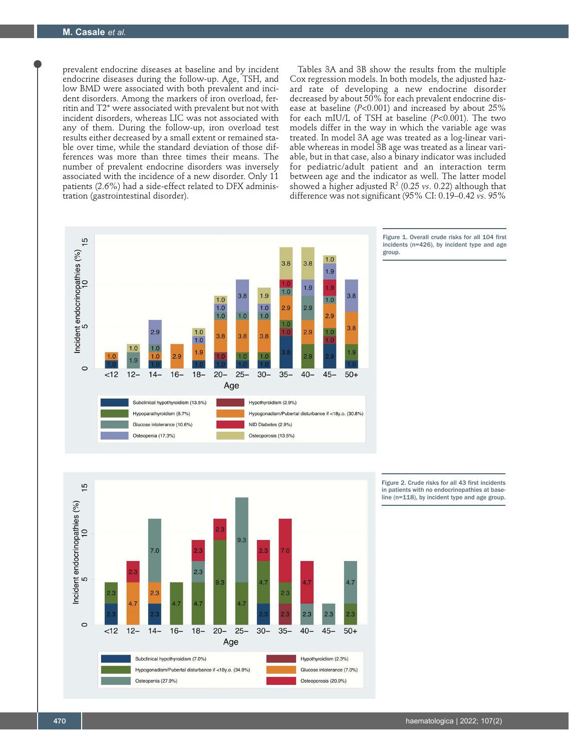prevalent endocrine diseases at baseline and by incident endocrine diseases during the follow-up. Age, TSH, and low BMD were associated with both prevalent and incident disorders. Among the markers of iron overload, ferritin and T2* were associated with prevalent but not with incident disorders, whereas LIC was not associated with any of them. During the follow-up, iron overload test results either decreased by a small extent or remained stable over time, while the standard deviation of those differences was more than three times their means. The number of prevalent endocrine disorders was inversely associated with the incidence of a new disorder. Only 11 patients (2.6%) had a side-effect related to DFX administration (gastrointestinal disorder).

Tables 3A and 3B show the results from the multiple Cox regression models. In both models, the adjusted hazard rate of developing a new endocrine disorder decreased by about 50% for each prevalent endocrine disease at baseline (*P*<0.001) and increased by about 25% for each mIU/L of TSH at baseline (*P*<0.001). The two models differ in the way in which the variable age was treated. In model 3A age was treated as a log-linear variable whereas in model 3B age was treated as a linear variable, but in that case, also a binary indicator was included for pediatric/adult patient and an interaction term between age and the indicator as well. The latter model showed a higher adjusted $R^2$ (0.25 *vs.* 0.22) although that difference was not significant (95% CI: 0.19–0.42 *vs.* 95%

**Figure 1. Overall crude risks for all 104 first incidents (n=426), by incident type and age group.**

**Figure 2. Crude risks for all 43 first incidents in patients with no endocrinopathies at baseline (n=118), by incident type and age group.**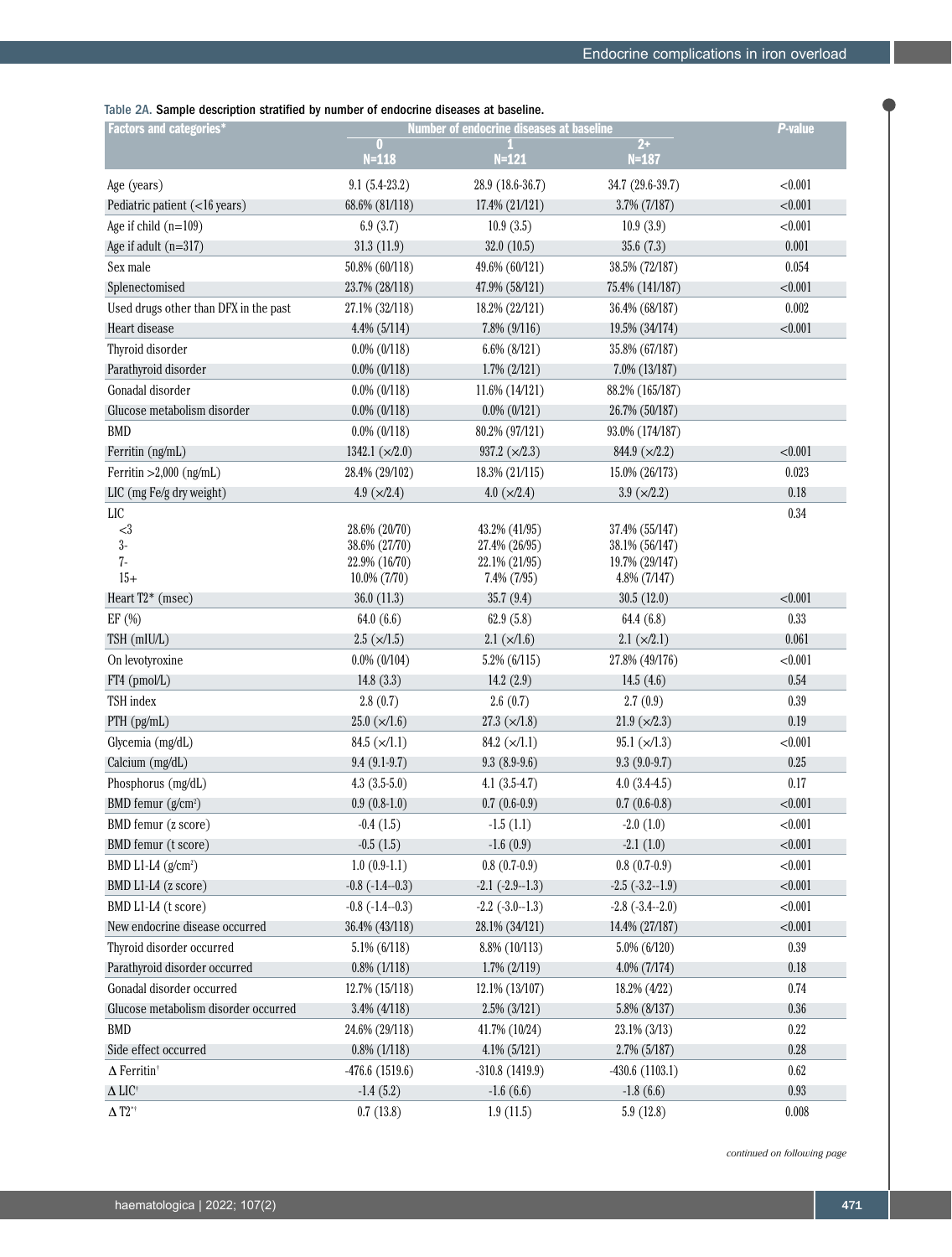Table 2A. **Sample description stratified by number of endocrine diseases at baseline.**

| Factors and categories* | Number of endocrine diseases at baseline | | | *P*-value |
|---|---|---|---|---|
| | 0<br>N=118 | 1<br>N=121 | 2+<br>N=187 | |
| Age (years) | 9.1 (5.4-23.2) | 28.9 (18.6-36.7) | 34.7 (29.6-39.7) | <0.001 |
| Pediatric patient (<16 years) | 68.6% (81/118) | 17.4% (21/121) | 3.7% (7/187) | <0.001 |
| Age if child (n=109) | 6.9 (3.7) | 10.9 (3.5) | 10.9 (3.9) | <0.001 |
| Age if adult (n=317) | 31.3 (11.9) | 32.0 (10.5) | 35.6 (7.3) | 0.001 |
| Sex male | 50.8% (60/118) | 49.6% (60/121) | 38.5% (72/187) | 0.054 |
| Splenectomised | 23.7% (28/118) | 47.9% (58/121) | 75.4% (141/187) | <0.001 |
| Used drugs other than DFX in the past | 27.1% (32/118) | 18.2% (22/121) | 36.4% (68/187) | 0.002 |
| Heart disease | 4.4% (5/114) | 7.8% (9/116) | 19.5% (34/174) | <0.001 |
| Thyroid disorder | 0.0% (0/118) | 6.6% (8/121) | 35.8% (67/187) | |
| Parathyroid disorder | 0.0% (0/118) | 1.7% (2/121) | 7.0% (13/187) | |
| Gonadal disorder | 0.0% (0/118) | 11.6% (14/121) | 88.2% (165/187) | |
| Glucose metabolism disorder | 0.0% (0/118) | 0.0% (0/121) | 26.7% (50/187) | |
| BMD | 0.0% (0/118) | 80.2% (97/121) | 93.0% (174/187) | |
| Ferritin (ng/mL) | 1342.1 (×/2.0) | 937.2 (×/2.3) | 844.9 (×/2.2) | <0.001 |
| Ferritin >2,000 (ng/mL) | 28.4% (29/102) | 18.3% (21/115) | 15.0% (26/173) | 0.023 |
| LIC (mg Fe/g dry weight) | 4.9 (×/2.4) | 4.0 (×/2.4) | 3.9 (×/2.2) | 0.18 |
| LIC | | | | 0.34 |
| <3 | 28.6% (20/70) | 43.2% (41/95) | 37.4% (55/147) | |
| 3- | 38.6% (27/70) | 27.4% (26/95) | 38.1% (56/147) | |
| 7- | 22.9% (16/70) | 22.1% (21/95) | 19.7% (29/147) | |
| 15+ | 10.0% (7/70) | 7.4% (7/95) | 4.8% (7/147) | |
| Heart T2* (msec) | 36.0 (11.3) | 35.7 (9.4) | 30.5 (12.0) | <0.001 |
| EF (%) | 64.0 (6.6) | 62.9 (5.8) | 64.4 (6.8) | 0.33 |
| TSH (mIU/L) | 2.5 (×/1.5) | 2.1 (×/1.6) | 2.1 (×/2.1) | 0.061 |
| On levotyroxine | 0.0% (0/104) | 5.2% (6/115) | 27.8% (49/176) | <0.001 |
| FT4 (pmol/L) | 14.8 (3.3) | 14.2 (2.9) | 14.5 (4.6) | 0.54 |
| TSH index | 2.8 (0.7) | 2.6 (0.7) | 2.7 (0.9) | 0.39 |
| PTH (pg/mL) | 25.0 (×/1.6) | 27.3 (×/1.8) | 21.9 (×/2.3) | 0.19 |
| Glycemia (mg/dL) | 84.5 (×/1.1) | 84.2 (×/1.1) | 95.1 (×/1.3) | <0.001 |
| Calcium (mg/dL) | 9.4 (9.1-9.7) | 9.3 (8.9-9.6) | 9.3 (9.0-9.7) | 0.25 |
| Phosphorus (mg/dL) | 4.3 (3.5-5.0) | 4.1 (3.5-4.7) | 4.0 (3.4-4.5) | 0.17 |
| BMD femur (g/cm²) | 0.9 (0.8-1.0) | 0.7 (0.6-0.9) | 0.7 (0.6-0.8) | <0.001 |
| BMD femur (z score) | -0.4 (1.5) | -1.5 (1.1) | -2.0 (1.0) | <0.001 |
| BMD femur (t score) | -0.5 (1.5) | -1.6 (0.9) | -2.1 (1.0) | <0.001 |
| BMD L1-L4 (g/cm²) | 1.0 (0.9-1.1) | 0.8 (0.7-0.9) | 0.8 (0.7-0.9) | <0.001 |
| BMD L1-L4 (z score) | -0.8 (-1.4--0.3) | -2.1 (-2.9--1.3) | -2.5 (-3.2--1.9) | <0.001 |
| BMD L1-L4 (t score) | -0.8 (-1.4--0.3) | -2.2 (-3.0--1.3) | -2.8 (-3.4--2.0) | <0.001 |
| New endocrine disease occurred | 36.4% (43/118) | 28.1% (34/121) | 14.4% (27/187) | <0.001 |
| Thyroid disorder occurred | 5.1% (6/118) | 8.8% (10/113) | 5.0% (6/120) | 0.39 |
| Parathyroid disorder occurred | 0.8% (1/118) | 1.7% (2/119) | 4.0% (7/174) | 0.18 |
| Gonadal disorder occurred | 12.7% (15/118) | 12.1% (13/107) | 18.2% (4/22) | 0.74 |
| Glucose metabolism disorder occurred | 3.4% (4/118) | 2.5% (3/121) | 5.8% (8/137) | 0.36 |
| BMD | 24.6% (29/118) | 41.7% (10/24) | 23.1% (3/13) | 0.22 |
| Side effect occurred | 0.8% (1/118) | 4.1% (5/121) | 2.7% (5/187) | 0.28 |
| Δ Ferritin† | -476.6 (1519.6) | -310.8 (1419.9) | -430.6 (1103.1) | 0.62 |
| Δ LIC† | -1.4 (5.2) | -1.6 (6.6) | -1.8 (6.6) | 0.93 |
| Δ T2*† | 0.7 (13.8) | 1.9 (11.5) | 5.9 (12.8) | 0.008 |

*continued on following page*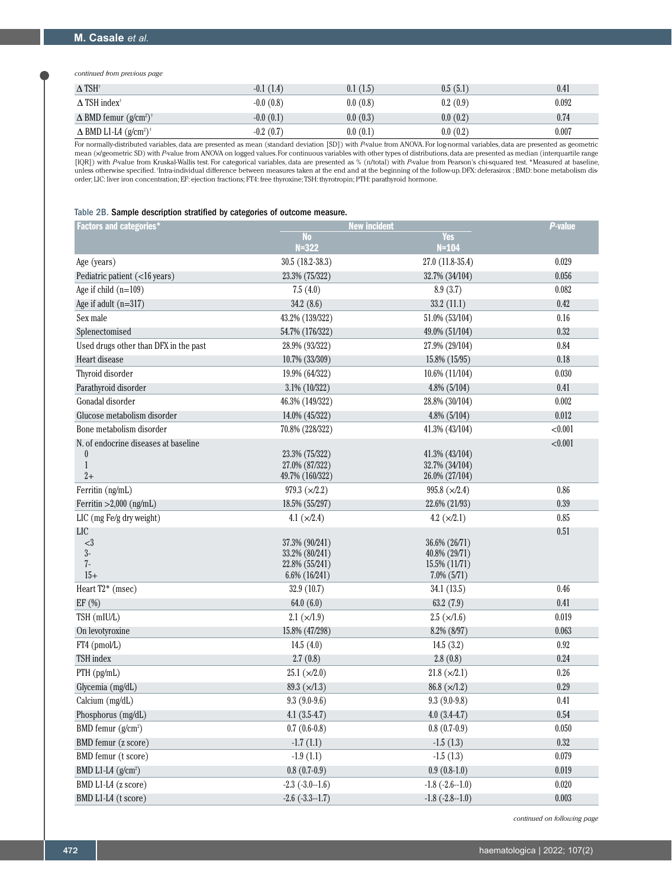*continued from previous page*

| | | | | |
|---|---|---|---|---|
| Δ TSH[†] | -0.1 (1.4) | 0.1 (1.5) | 0.5 (5.1) | 0.41 |
| Δ TSH index[†] | -0.0 (0.8) | 0.0 (0.8) | 0.2 (0.9) | 0.092 |
| Δ BMD femur (g/cm$^2$)[†] | -0.0 (0.1) | 0.0 (0.3) | 0.0 (0.2) | 0.74 |
| Δ BMD L1-L4 (g/cm$^2$)[†] | -0.2 (0.7) | 0.0 (0.1) | 0.0 (0.2) | 0.007 |

For normally-distributed variables, data are presented as mean (standard deviation [SD]) with *P*-value from ANOVA. For log-normal variables, data are presented as geometric mean (×/geometric SD) with *P*-value from ANOVA on logged values. For continuous variables with other types of distributions, data are presented as median (interquartile range [IQR]) with *P*-value from Kruskal-Wallis test. For categorical variables, data are presented as % (n/total) with *P*-value from Pearson's chi-squared test. *Measured at baseline, unless otherwise specified. [†]Intra-individual difference between measures taken at the end and at the beginning of the follow-up. DFX: deferasirox ; BMD: bone metabolism disorder; LIC: liver iron concentration; EF: ejection fractions; FT4: free thyroxine; TSH: thyrotropin; PTH: parathyroid hormone.

Table 2B. **Sample description stratified by categories of outcome measure.**

| Factors and categories* | New incident | | *P*-value |
|---|---|---|---|
| | No N=322 | Yes N=104 | |
| Age (years) | 30.5 (18.2-38.3) | 27.0 (11.8-35.4) | 0.029 |
| Pediatric patient (<16 years) | 23.3% (75/322) | 32.7% (34/104) | 0.056 |
| Age if child (n=109) | 7.5 (4.0) | 8.9 (3.7) | 0.082 |
| Age if adult (n=317) | 34.2 (8.6) | 33.2 (11.1) | 0.42 |
| Sex male | 43.2% (139/322) | 51.0% (53/104) | 0.16 |
| Splenectomised | 54.7% (176/322) | 49.0% (51/104) | 0.32 |
| Used drugs other than DFX in the past | 28.9% (93/322) | 27.9% (29/104) | 0.84 |
| Heart disease | 10.7% (33/309) | 15.8% (15/95) | 0.18 |
| Thyroid disorder | 19.9% (64/322) | 10.6% (11/104) | 0.030 |
| Parathyroid disorder | 3.1% (10/322) | 4.8% (5/104) | 0.41 |
| Gonadal disorder | 46.3% (149/322) | 28.8% (30/104) | 0.002 |
| Glucose metabolism disorder | 14.0% (45/322) | 4.8% (5/104) | 0.012 |
| Bone metabolism disorder | 70.8% (228/322) | 41.3% (43/104) | <0.001 |
| N. of endocrine diseases at baseline | | | <0.001 |
| 0 | 23.3% (75/322) | 41.3% (43/104) | |
| 1 | 27.0% (87/322) | 32.7% (34/104) | |
| 2+ | 49.7% (160/322) | 26.0% (27/104) | |
| Ferritin (ng/mL) | 979.3 (×/2.2) | 995.8 (×/2.4) | 0.86 |
| Ferritin >2,000 (ng/mL) | 18.5% (55/297) | 22.6% (21/93) | 0.39 |
| LIC (mg Fe/g dry weight) | 4.1 (×/2.4) | 4.2 (×/2.1) | 0.85 |
| LIC | | | 0.51 |
| <3 | 37.3% (90/241) | 36.6% (26/71) | |
| 3- | 33.2% (80/241) | 40.8% (29/71) | |
| 7- | 22.8% (55/241) | 15.5% (11/71) | |
| 15+ | 6.6% (16/241) | 7.0% (5/71) | |
| Heart T2* (msec) | 32.9 (10.7) | 34.1 (13.5) | 0.46 |
| EF (%) | 64.0 (6.0) | 63.2 (7.9) | 0.41 |
| TSH (mIU/L) | 2.1 (×/1.9) | 2.5 (×/1.6) | 0.019 |
| On levotyroxine | 15.8% (47/298) | 8.2% (8/97) | 0.063 |
| FT4 (pmol/L) | 14.5 (4.0) | 14.5 (3.2) | 0.92 |
| TSH index | 2.7 (0.8) | 2.8 (0.8) | 0.24 |
| PTH (pg/mL) | 25.1 (×/2.0) | 21.8 (×/2.1) | 0.26 |
| Glycemia (mg/dL) | 89.3 (×/1.3) | 86.8 (×/1.2) | 0.29 |
| Calcium (mg/dL) | 9.3 (9.0-9.6) | 9.3 (9.0-9.8) | 0.41 |
| Phosphorus (mg/dL) | 4.1 (3.5-4.7) | 4.0 (3.4-4.7) | 0.54 |
| BMD femur (g/cm$^2$) | 0.7 (0.6-0.8) | 0.8 (0.7-0.9) | 0.050 |
| BMD femur (z score) | -1.7 (1.1) | -1.5 (1.3) | 0.32 |
| BMD femur (t score) | -1.9 (1.1) | -1.5 (1.3) | 0.079 |
| BMD L1-L4 (g/cm$^2$) | 0.8 (0.7-0.9) | 0.9 (0.8-1.0) | 0.019 |
| BMD L1-L4 (z score) | -2.3 (-3.0--1.6) | -1.8 (-2.6--1.0) | 0.020 |
| BMD L1-L4 (t score) | -2.6 (-3.3--1.7) | -1.8 (-2.8--1.0) | 0.003 |

*continued on following page*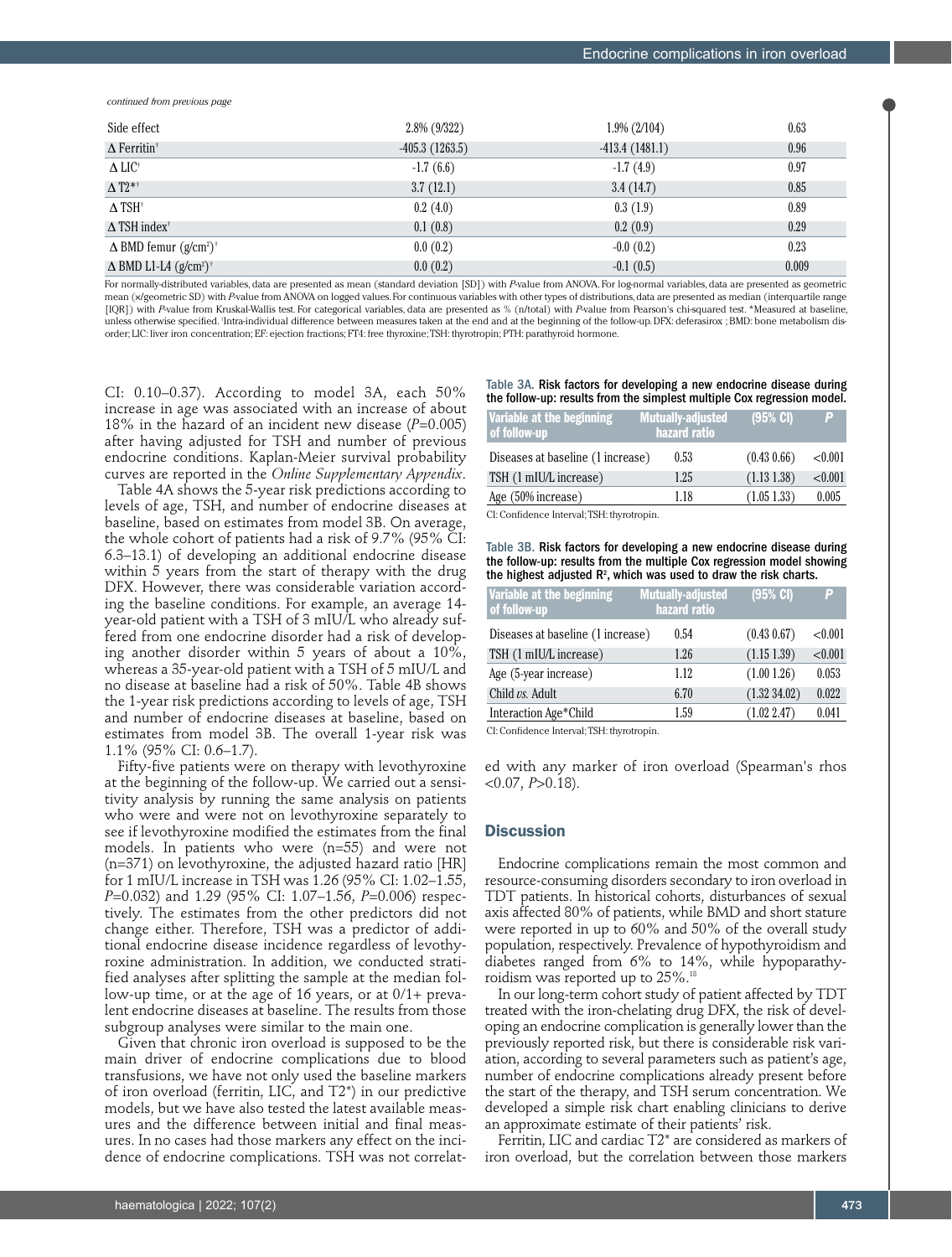*continued from previous page*

| | | | |
|---|---|---|---|
| Side effect | 2.8% (9/322) | 1.9% (2/104) | 0.63 |
| Δ Ferritin[†] | -405.3 (1263.5) | -413.4 (1481.1) | 0.96 |
| Δ LIC[†] | -1.7 (6.6) | -1.7 (4.9) | 0.97 |
| Δ T2*[†] | 3.7 (12.1) | 3.4 (14.7) | 0.85 |
| Δ TSH[†] | 0.2 (4.0) | 0.3 (1.9) | 0.89 |
| Δ TSH index[†] | 0.1 (0.8) | 0.2 (0.9) | 0.29 |
| Δ BMD femur ($g/cm^2$)[†] | 0.0 (0.2) | -0.0 (0.2) | 0.23 |
| Δ BMD L1-L4 ($g/cm^2$)[†] | 0.0 (0.2) | -0.1 (0.5) | 0.009 |

For normally-distributed variables, data are presented as mean (standard deviation [SD]) with *P*-value from ANOVA. For log-normal variables, data are presented as geometric mean (×/geometric SD) with *P*-value from ANOVA on logged values. For continuous variables with other types of distributions, data are presented as median (interquartile range [IQR]) with *P*-value from Kruskal-Wallis test. For categorical variables, data are presented as % (n/total) with *P*-value from Pearson's chi-squared test. *Measured at baseline, unless otherwise specified. [†]Intra-individual difference between measures taken at the end and at the beginning of the follow-up. DFX: deferasirox ; BMD: bone metabolism disorder; LIC: liver iron concentration; EF: ejection fractions; FT4: free thyroxine; TSH: thyrotropin; PTH: parathyroid hormone.

CI: 0.10–0.37). According to model 3A, each 50% increase in age was associated with an increase of about 18% in the hazard of an incident new disease (*P*=0.005) after having adjusted for TSH and number of previous endocrine conditions. Kaplan-Meier survival probability curves are reported in the *Online Supplementary Appendix*.

Table 4A shows the 5-year risk predictions according to levels of age, TSH, and number of endocrine diseases at baseline, based on estimates from model 3B. On average, the whole cohort of patients had a risk of 9.7% (95% CI: 6.3–13.1) of developing an additional endocrine disease within 5 years from the start of therapy with the drug DFX. However, there was considerable variation according the baseline conditions. For example, an average 14-year-old patient with a TSH of 3 mIU/L who already suffered from one endocrine disorder had a risk of developing another disorder within 5 years of about a 10%, whereas a 35-year-old patient with a TSH of 5 mIU/L and no disease at baseline had a risk of 50%. Table 4B shows the 1-year risk predictions according to levels of age, TSH and number of endocrine diseases at baseline, based on estimates from model 3B. The overall 1-year risk was 1.1% (95% CI: 0.6–1.7).

Fifty-five patients were on therapy with levothyroxine at the beginning of the follow-up. We carried out a sensitivity analysis by running the same analysis on patients who were and were not on levothyroxine separately to see if levothyroxine modified the estimates from the final models. In patients who were (n=55) and were not (n=371) on levothyroxine, the adjusted hazard ratio [HR] for 1 mIU/L increase in TSH was 1.26 (95% CI: 1.02–1.55, *P*=0.032) and 1.29 (95% CI: 1.07–1.56, *P*=0.006) respectively. The estimates from the other predictors did not change either. Therefore, TSH was a predictor of additional endocrine disease incidence regardless of levothyroxine administration. In addition, we conducted stratified analyses after splitting the sample at the median follow-up time, or at the age of 16 years, or at 0/1+ prevalent endocrine diseases at baseline. The results from those subgroup analyses were similar to the main one.

Given that chronic iron overload is supposed to be the main driver of endocrine complications due to blood transfusions, we have not only used the baseline markers of iron overload (ferritin, LIC, and T2*) in our predictive models, but we have also tested the latest available measures and the difference between initial and final measures. In no cases had those markers any effect on the incidence of endocrine complications. TSH was not correlated with any marker of iron overload (Spearman's rhos <0.07, *P*>0.18).

**Table 3A.** Risk factors for developing a new endocrine disease during the follow-up: results from the simplest multiple Cox regression model.

| Variable at the beginning of follow-up | Mutually-adjusted hazard ratio | (95% CI) | *P* |
|---|---|---|---|
| Diseases at baseline (1 increase) | 0.53 | (0.43 0.66) | <0.001 |
| TSH (1 mIU/L increase) | 1.25 | (1.13 1.38) | <0.001 |
| Age (50% increase) | 1.18 | (1.05 1.33) | 0.005 |

CI: Confidence Interval; TSH: thyrotropin.

**Table 3B.** Risk factors for developing a new endocrine disease during the follow-up: results from the multiple Cox regression model showing the highest adjusted $R^2$, which was used to draw the risk charts.

| Variable at the beginning of follow-up | Mutually-adjusted hazard ratio | (95% CI) | *P* |
|---|---|---|---|
| Diseases at baseline (1 increase) | 0.54 | (0.43 0.67) | <0.001 |
| TSH (1 mIU/L increase) | 1.26 | (1.15 1.39) | <0.001 |
| Age (5-year increase) | 1.12 | (1.00 1.26) | 0.053 |
| Child *vs.* Adult | 6.70 | (1.32 34.02) | 0.022 |
| Interaction Age*Child | 1.59 | (1.02 2.47) | 0.041 |

CI: Confidence Interval; TSH: thyrotropin.

## Discussion

Endocrine complications remain the most common and resource-consuming disorders secondary to iron overload in TDT patients. In historical cohorts, disturbances of sexual axis affected 80% of patients, while BMD and short stature were reported in up to 60% and 50% of the overall study population, respectively. Prevalence of hypothyroidism and diabetes ranged from 6% to 14%, while hypoparathyroidism was reported up to 25%.[18]

In our long-term cohort study of patient affected by TDT treated with the iron-chelating drug DFX, the risk of developing an endocrine complication is generally lower than the previously reported risk, but there is considerable risk variation, according to several parameters such as patient's age, number of endocrine complications already present before the start of the therapy, and TSH serum concentration. We developed a simple risk chart enabling clinicians to derive an approximate estimate of their patients' risk.

Ferritin, LIC and cardiac T2* are considered as markers of iron overload, but the correlation between those markers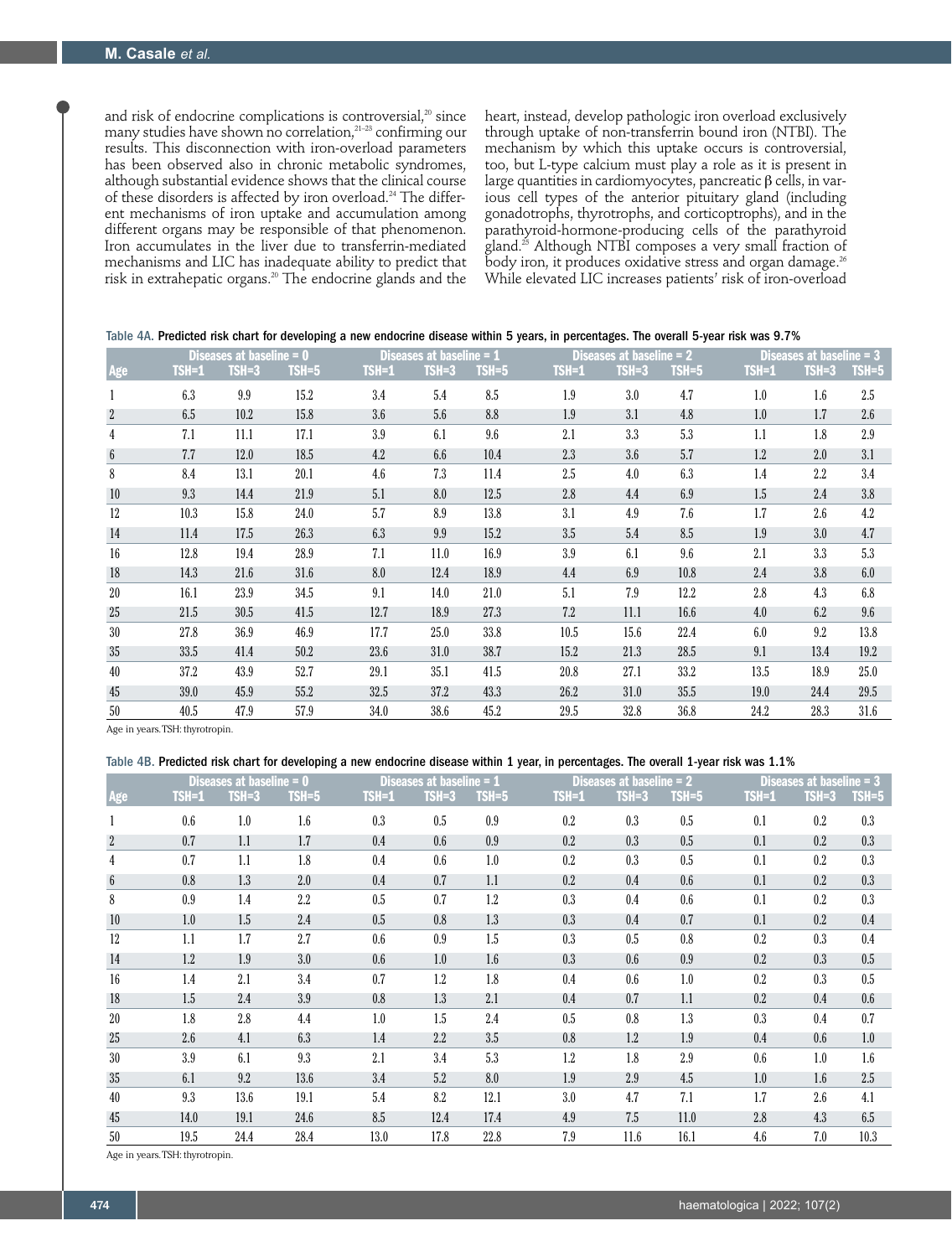and risk of endocrine complications is controversial,[20] since many studies have shown no correlation,[21-23] confirming our results. This disconnection with iron-overload parameters has been observed also in chronic metabolic syndromes, although substantial evidence shows that the clinical course of these disorders is affected by iron overload.[24] The different mechanisms of iron uptake and accumulation among different organs may be responsible of that phenomenon. Iron accumulates in the liver due to transferrin-mediated mechanisms and LIC has inadequate ability to predict that risk in extrahepatic organs.[20] The endocrine glands and the heart, instead, develop pathologic iron overload exclusively through uptake of non-transferrin bound iron (NTBI). The mechanism by which this uptake occurs is controversial, too, but L-type calcium must play a role as it is present in large quantities in cardiomyocytes, pancreatic β cells, in various cell types of the anterior pituitary gland (including gonadotrophs, thyrotrophs, and corticoptrophs), and in the parathyroid-hormone-producing cells of the parathyroid gland.[25] Although NTBI composes a very small fraction of body iron, it produces oxidative stress and organ damage.[26] While elevated LIC increases patients' risk of iron-overload

**Table 4A.** Predicted risk chart for developing a new endocrine disease within 5 years, in percentages. The overall 5-year risk was 9.7%

| | Diseases at baseline = 0 | | | Diseases at baseline = 1 | | | Diseases at baseline = 2 | | | Diseases at baseline = 3 | | |
|---|---|---|---|---|---|---|---|---|---|---|---|---|
| Age | TSH=1 | TSH=3 | TSH=5 | TSH=1 | TSH=3 | TSH=5 | TSH=1 | TSH=3 | TSH=5 | TSH=1 | TSH=3 | TSH=5 |
| 1 | 6.3 | 9.9 | 15.2 | 3.4 | 5.4 | 8.5 | 1.9 | 3.0 | 4.7 | 1.0 | 1.6 | 2.5 |
| 2 | 6.5 | 10.2 | 15.8 | 3.6 | 5.6 | 8.8 | 1.9 | 3.1 | 4.8 | 1.0 | 1.7 | 2.6 |
| 4 | 7.1 | 11.1 | 17.1 | 3.9 | 6.1 | 9.6 | 2.1 | 3.3 | 5.3 | 1.1 | 1.8 | 2.9 |
| 6 | 7.7 | 12.0 | 18.5 | 4.2 | 6.6 | 10.4 | 2.3 | 3.6 | 5.7 | 1.2 | 2.0 | 3.1 |
| 8 | 8.4 | 13.1 | 20.1 | 4.6 | 7.3 | 11.4 | 2.5 | 4.0 | 6.3 | 1.4 | 2.2 | 3.4 |
| 10 | 9.3 | 14.4 | 21.9 | 5.1 | 8.0 | 12.5 | 2.8 | 4.4 | 6.9 | 1.5 | 2.4 | 3.8 |
| 12 | 10.3 | 15.8 | 24.0 | 5.7 | 8.9 | 13.8 | 3.1 | 4.9 | 7.6 | 1.7 | 2.6 | 4.2 |
| 14 | 11.4 | 17.5 | 26.3 | 6.3 | 9.9 | 15.2 | 3.5 | 5.4 | 8.5 | 1.9 | 3.0 | 4.7 |
| 16 | 12.8 | 19.4 | 28.9 | 7.1 | 11.0 | 16.9 | 3.9 | 6.1 | 9.6 | 2.1 | 3.3 | 5.3 |
| 18 | 14.3 | 21.6 | 31.6 | 8.0 | 12.4 | 18.9 | 4.4 | 6.9 | 10.8 | 2.4 | 3.8 | 6.0 |
| 20 | 16.1 | 23.9 | 34.5 | 9.1 | 14.0 | 21.0 | 5.1 | 7.9 | 12.2 | 2.8 | 4.3 | 6.8 |
| 25 | 21.5 | 30.5 | 41.5 | 12.7 | 18.9 | 27.3 | 7.2 | 11.1 | 16.6 | 4.0 | 6.2 | 9.6 |
| 30 | 27.8 | 36.9 | 46.9 | 17.7 | 25.0 | 33.8 | 10.5 | 15.6 | 22.4 | 6.0 | 9.2 | 13.8 |
| 35 | 33.5 | 41.4 | 50.2 | 23.6 | 31.0 | 38.7 | 15.2 | 21.3 | 28.5 | 9.1 | 13.4 | 19.2 |
| 40 | 37.2 | 43.9 | 52.7 | 29.1 | 35.1 | 41.5 | 20.8 | 27.1 | 33.2 | 13.5 | 18.9 | 25.0 |
| 45 | 39.0 | 45.9 | 55.2 | 32.5 | 37.2 | 43.3 | 26.2 | 31.0 | 35.5 | 19.0 | 24.4 | 29.5 |
| 50 | 40.5 | 47.9 | 57.9 | 34.0 | 38.6 | 45.2 | 29.5 | 32.8 | 36.8 | 24.2 | 28.3 | 31.6 |

Age in years. TSH: thyrotropin.

**Table 4B.** Predicted risk chart for developing a new endocrine disease within 1 year, in percentages. The overall 1-year risk was 1.1%

| | Diseases at baseline = 0 | | | Diseases at baseline = 1 | | | Diseases at baseline = 2 | | | Diseases at baseline = 3 | | |
|---|---|---|---|---|---|---|---|---|---|---|---|---|
| Age | TSH=1 | TSH=3 | TSH=5 | TSH=1 | TSH=3 | TSH=5 | TSH=1 | TSH=3 | TSH=5 | TSH=1 | TSH=3 | TSH=5 |
| 1 | 0.6 | 1.0 | 1.6 | 0.3 | 0.5 | 0.9 | 0.2 | 0.3 | 0.5 | 0.1 | 0.2 | 0.3 |
| 2 | 0.7 | 1.1 | 1.7 | 0.4 | 0.6 | 0.9 | 0.2 | 0.3 | 0.5 | 0.1 | 0.2 | 0.3 |
| 4 | 0.7 | 1.1 | 1.8 | 0.4 | 0.6 | 1.0 | 0.2 | 0.3 | 0.5 | 0.1 | 0.2 | 0.3 |
| 6 | 0.8 | 1.3 | 2.0 | 0.4 | 0.7 | 1.1 | 0.2 | 0.4 | 0.6 | 0.1 | 0.2 | 0.3 |
| 8 | 0.9 | 1.4 | 2.2 | 0.5 | 0.7 | 1.2 | 0.3 | 0.4 | 0.6 | 0.1 | 0.2 | 0.3 |
| 10 | 1.0 | 1.5 | 2.4 | 0.5 | 0.8 | 1.3 | 0.3 | 0.4 | 0.7 | 0.1 | 0.2 | 0.4 |
| 12 | 1.1 | 1.7 | 2.7 | 0.6 | 0.9 | 1.5 | 0.3 | 0.5 | 0.8 | 0.2 | 0.3 | 0.4 |
| 14 | 1.2 | 1.9 | 3.0 | 0.6 | 1.0 | 1.6 | 0.3 | 0.6 | 0.9 | 0.2 | 0.3 | 0.5 |
| 16 | 1.4 | 2.1 | 3.4 | 0.7 | 1.2 | 1.8 | 0.4 | 0.6 | 1.0 | 0.2 | 0.3 | 0.5 |
| 18 | 1.5 | 2.4 | 3.9 | 0.8 | 1.3 | 2.1 | 0.4 | 0.7 | 1.1 | 0.2 | 0.4 | 0.6 |
| 20 | 1.8 | 2.8 | 4.4 | 1.0 | 1.5 | 2.4 | 0.5 | 0.8 | 1.3 | 0.3 | 0.4 | 0.7 |
| 25 | 2.6 | 4.1 | 6.3 | 1.4 | 2.2 | 3.5 | 0.8 | 1.2 | 1.9 | 0.4 | 0.6 | 1.0 |
| 30 | 3.9 | 6.1 | 9.3 | 2.1 | 3.4 | 5.3 | 1.2 | 1.8 | 2.9 | 0.6 | 1.0 | 1.6 |
| 35 | 6.1 | 9.2 | 13.6 | 3.4 | 5.2 | 8.0 | 1.9 | 2.9 | 4.5 | 1.0 | 1.6 | 2.5 |
| 40 | 9.3 | 13.6 | 19.1 | 5.4 | 8.2 | 12.1 | 3.0 | 4.7 | 7.1 | 1.7 | 2.6 | 4.1 |
| 45 | 14.0 | 19.1 | 24.6 | 8.5 | 12.4 | 17.4 | 4.9 | 7.5 | 11.0 | 2.8 | 4.3 | 6.5 |
| 50 | 19.5 | 24.4 | 28.4 | 13.0 | 17.8 | 22.8 | 7.9 | 11.6 | 16.1 | 4.6 | 7.0 | 10.3 |

Age in years. TSH: thyrotropin.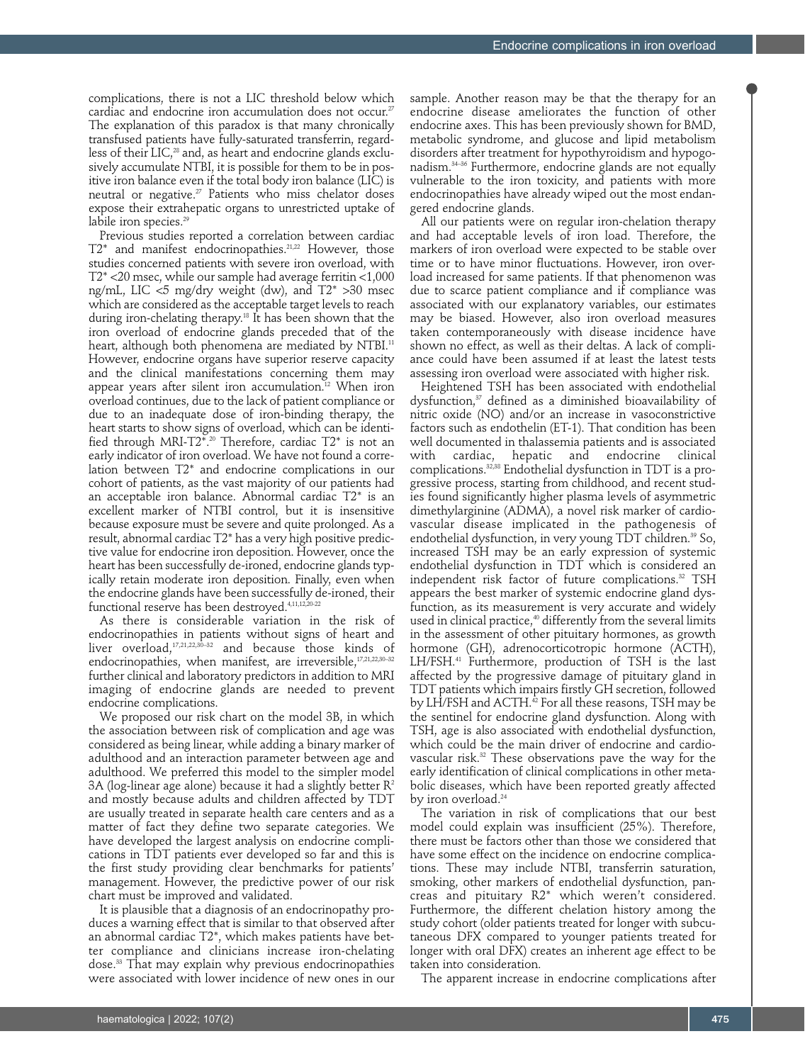complications, there is not a LIC threshold below which cardiac and endocrine iron accumulation does not occur.[27] The explanation of this paradox is that many chronically transfused patients have fully-saturated transferrin, regardless of their LIC,[28] and, as heart and endocrine glands exclusively accumulate NTBI, it is possible for them to be in positive iron balance even if the total body iron balance (LIC) is neutral or negative.[27] Patients who miss chelator doses expose their extrahepatic organs to unrestricted uptake of labile iron species.[29]

Previous studies reported a correlation between cardiac T2* and manifest endocrinopathies.[21,22] However, those studies concerned patients with severe iron overload, with T2* <20 msec, while our sample had average ferritin <1,000 ng/mL, LIC <5 mg/dry weight (dw), and T2* >30 msec which are considered as the acceptable target levels to reach during iron-chelating therapy.[18] It has been shown that the iron overload of endocrine glands preceded that of the heart, although both phenomena are mediated by NTBI.[11] However, endocrine organs have superior reserve capacity and the clinical manifestations concerning them may appear years after silent iron accumulation.[12] When iron overload continues, due to the lack of patient compliance or due to an inadequate dose of iron-binding therapy, the heart starts to show signs of overload, which can be identified through MRI-T2*.[20] Therefore, cardiac T2* is not an early indicator of iron overload. We have not found a correlation between T2* and endocrine complications in our cohort of patients, as the vast majority of our patients had an acceptable iron balance. Abnormal cardiac T2* is an excellent marker of NTBI control, but it is insensitive because exposure must be severe and quite prolonged. As a result, abnormal cardiac T2* has a very high positive predictive value for endocrine iron deposition. However, once the heart has been successfully de-ironed, endocrine glands typically retain moderate iron deposition. Finally, even when the endocrine glands have been successfully de-ironed, their functional reserve has been destroyed.[4,11,12,20-22]

As there is considerable variation in the risk of endocrinopathies in patients without signs of heart and liver overload,[17,21,22,30-32] and because those kinds of endocrinopathies, when manifest, are irreversible,[17,21,22,30-32] further clinical and laboratory predictors in addition to MRI imaging of endocrine glands are needed to prevent endocrine complications.

We proposed our risk chart on the model 3B, in which the association between risk of complication and age was considered as being linear, while adding a binary marker of adulthood and an interaction parameter between age and adulthood. We preferred this model to the simpler model 3A (log-linear age alone) because it had a slightly better $R^2$ and mostly because adults and children affected by TDT are usually treated in separate health care centers and as a matter of fact they define two separate categories. We have developed the largest analysis on endocrine complications in TDT patients ever developed so far and this is the first study providing clear benchmarks for patients' management. However, the predictive power of our risk chart must be improved and validated.

It is plausible that a diagnosis of an endocrinopathy produces a warning effect that is similar to that observed after an abnormal cardiac T2*, which makes patients have better compliance and clinicians increase iron-chelating dose.[33] That may explain why previous endocrinopathies were associated with lower incidence of new ones in our sample. Another reason may be that the therapy for an endocrine disease ameliorates the function of other endocrine axes. This has been previously shown for BMD, metabolic syndrome, and glucose and lipid metabolism disorders after treatment for hypothyroidism and hypogonadism.[34-36] Furthermore, endocrine glands are not equally vulnerable to the iron toxicity, and patients with more endocrinopathies have already wiped out the most endangered endocrine glands.

All our patients were on regular iron-chelation therapy and had acceptable levels of iron load. Therefore, the markers of iron overload were expected to be stable over time or to have minor fluctuations. However, iron overload increased for same patients. If that phenomenon was due to scarce patient compliance and if compliance was associated with our explanatory variables, our estimates may be biased. However, also iron overload measures taken contemporaneously with disease incidence have shown no effect, as well as their deltas. A lack of compliance could have been assumed if at least the latest tests assessing iron overload were associated with higher risk.

Heightened TSH has been associated with endothelial dysfunction,[37] defined as a diminished bioavailability of nitric oxide (NO) and/or an increase in vasoconstrictive factors such as endothelin (ET-1). That condition has been well documented in thalassemia patients and is associated with cardiac, hepatic and endocrine clinical complications.[32,38] Endothelial dysfunction in TDT is a progressive process, starting from childhood, and recent studies found significantly higher plasma levels of asymmetric dimethylarginine (ADMA), a novel risk marker of cardiovascular disease implicated in the pathogenesis of endothelial dysfunction, in very young TDT children.[39] So, increased TSH may be an early expression of systemic endothelial dysfunction in TDT which is considered an independent risk factor of future complications.[32] TSH appears the best marker of systemic endocrine gland dysfunction, as its measurement is very accurate and widely used in clinical practice,[40] differently from the several limits in the assessment of other pituitary hormones, as growth hormone (GH), adrenocorticotropic hormone (ACTH), LH/FSH.[41] Furthermore, production of TSH is the last affected by the progressive damage of pituitary gland in TDT patients which impairs firstly GH secretion, followed by LH/FSH and ACTH.[42] For all these reasons, TSH may be the sentinel for endocrine gland dysfunction. Along with TSH, age is also associated with endothelial dysfunction, which could be the main driver of endocrine and cardiovascular risk.[32] These observations pave the way for the early identification of clinical complications in other metabolic diseases, which have been reported greatly affected by iron overload.[24]

The variation in risk of complications that our best model could explain was insufficient (25%). Therefore, there must be factors other than those we considered that have some effect on the incidence on endocrine complications. These may include NTBI, transferrin saturation, smoking, other markers of endothelial dysfunction, pancreas and pituitary R2* which weren't considered. Furthermore, the different chelation history among the study cohort (older patients treated for longer with subcutaneous DFX compared to younger patients treated for longer with oral DFX) creates an inherent age effect to be taken into consideration.

The apparent increase in endocrine complications after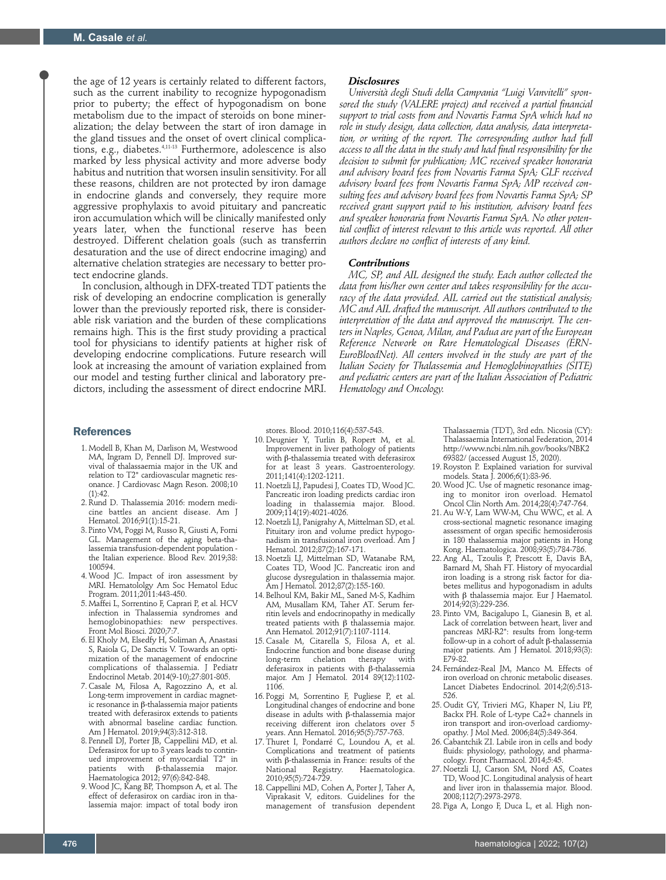the age of 12 years is certainly related to different factors, such as the current inability to recognize hypogonadism prior to puberty; the effect of hypogonadism on bone metabolism due to the impact of steroids on bone mineralization; the delay between the start of iron damage in the gland tissues and the onset of overt clinical complications, e.g., diabetes.[4,11-13] Furthermore, adolescence is also marked by less physical activity and more adverse body habitus and nutrition that worsen insulin sensitivity. For all these reasons, children are not protected by iron damage in endocrine glands and conversely, they require more aggressive prophylaxis to avoid pituitary and pancreatic iron accumulation which will be clinically manifested only years later, when the functional reserve has been destroyed. Different chelation goals (such as transferrin desaturation and the use of direct endocrine imaging) and alternative chelation strategies are necessary to better protect endocrine glands.

In conclusion, although in DFX-treated TDT patients the risk of developing an endocrine complication is generally lower than the previously reported risk, there is considerable risk variation and the burden of these complications remains high. This is the first study providing a practical tool for physicians to identify patients at higher risk of developing endocrine complications. Future research will look at increasing the amount of variation explained from our model and testing further clinical and laboratory predictors, including the assessment of direct endocrine MRI.

### *Disclosures*

*Università degli Studi della Campania "Luigi Vanvitelli" sponsored the study (VALERE project) and received a partial financial support to trial costs from and Novartis Farma SpA which had no role in study design, data collection, data analysis, data interpretation, or writing of the report. The corresponding author had full access to all the data in the study and had final responsibility for the decision to submit for publication; MC received speaker honoraria and advisory board fees from Novartis Farma SpA; GLF received advisory board fees from Novartis Farma SpA; MP received consulting fees and advisory board fees from Novartis Farma SpA; SP received grant support paid to his institution, advisory board fees and speaker honoraria from Novartis Farma SpA. No other potential conflict of interest relevant to this article was reported. All other authors declare no conflict of interests of any kind.*

### *Contributions*

*MC, SP, and AIL designed the study. Each author collected the data from his/her own center and takes responsibility for the accuracy of the data provided. AIL carried out the statistical analysis; MC and AIL drafted the manuscript. All authors contributed to the interpretation of the data and approved the manuscript. The centers in Naples, Genoa, Milan, and Padua are part of the European Reference Network on Rare Hematological Diseases (ERN-EuroBloodNet). All centers involved in the study are part of the Italian Society for Thalassemia and Hemoglobinopathies (SITE) and pediatric centers are part of the Italian Association of Pediatric Hematology and Oncology.*

## References

1. Modell B, Khan M, Darlison M, Westwood MA, Ingram D, Pennell DJ. Improved survival of thalassaemia major in the UK and relation to T2* cardiovascular magnetic resonance. J Cardiovasc Magn Reson. 2008;10(1):42.
2. Rund D. Thalassemia 2016: modern medicine battles an ancient disease. Am J Hematol. 2016;91(1):15-21.
3. Pinto VM, Poggi M, Russo R, Giusti A, Forni GL. Management of the aging beta-thalassemia transfusion-dependent population - the Italian experience. Blood Rev. 2019;38:100594.
4. Wood JC. Impact of iron assessment by MRI. Hematololgy Am Soc Hematol Educ Program. 2011;2011:443-450.
5. Maffei L, Sorrentino F, Caprari P, et al. HCV infection in Thalassemia syndromes and hemoglobinopathies: new perspectives. Front Mol Biosci. 2020;7:7.
6. El Kholy M, Elsedfy H, Soliman A, Anastasi S, Raiola G, De Sanctis V. Towards an optimization of the management of endocrine complications of thalassemia. J Pediatr Endocrinol Metab. 2014(9-10);27:801-805.
7. Casale M, Filosa A, Ragozzino A, et al. Long-term improvement in cardiac magnetic resonance in β-thalassemia major patients treated with deferasirox extends to patients with abnormal baseline cardiac function. Am J Hematol. 2019;94(3):312-318.
8. Pennell DJ, Porter JB, Cappellini MD, et al. Deferasirox for up to 3 years leads to continued improvement of myocardial T2* in patients with β-thalassemia major. Haematologica 2012; 97(6):842-848.
9. Wood JC, Kang BP, Thompson A, et al. The effect of deferasirox on cardiac iron in thalassemia major: impact of total body iron stores. Blood. 2010;116(4):537-543.
10. Deugnier Y, Turlin B, Ropert M, et al. Improvement in liver pathology of patients with β-thalassemia treated with deferasirox for at least 3 years. Gastroenterology. 2011;141(4):1202-1211.
11. Noetzli LJ, Papudesi J, Coates TD, Wood JC. Pancreatic iron loading predicts cardiac iron loading in thalassemia major. Blood. 2009;114(19):4021-4026.
12. Noetzli LJ, Panigrahy A, Mittelman SD, et al. Pituitary iron and volume predict hypogonadism in transfusional iron overload. Am J Hematol. 2012;87(2):167-171.
13. Noetzli LJ, Mittelman SD, Watanabe RM, Coates TD, Wood JC. Pancreatic iron and glucose dysregulation in thalassemia major. Am J Hematol. 2012;87(2):155-160.
14. Belhoul KM, Bakir ML, Saned M-S, Kadhim AM, Musallam KM, Taher AT. Serum ferritin levels and endocrinopathy in medically treated patients with β thalassemia major. Ann Hematol. 2012;91(7):1107-1114.
15. Casale M, Citarella S, Filosa A, et al. Endocrine function and bone disease during long-term chelation therapy with deferasirox in patients with β-thalassemia major. Am J Hematol. 2014 89(12):1102-1106.
16. Poggi M, Sorrentino F, Pugliese P, et al. Longitudinal changes of endocrine and bone disease in adults with β-thalassemia major receiving different iron chelators over 5 years. Ann Hematol. 2016;95(5):757-763.
17. Thuret I, Pondarré C, Loundou A, et al. Complications and treatment of patients with β-thalassemia in France: results of the National Registry. Haematologica. 2010;95(5):724-729.
18. Cappellini MD, Cohen A, Porter J, Taher A, Viprakasit V, editors. Guidelines for the management of transfusion dependent Thalassaemia (TDT), 3rd edn. Nicosia (CY): Thalassaemia International Federation, 2014 http://www.ncbi.nlm.nih.gov/books/NBK269382/ (accessed August 15, 2020).
19. Royston P. Explained variation for survival models. Stata J. 2006;6(1):83-96.
20. Wood JC. Use of magnetic resonance imaging to monitor iron overload. Hematol Oncol Clin North Am. 2014;28(4):747-764.
21. Au W-Y, Lam WW-M, Chu WWC, et al. A cross-sectional magnetic resonance imaging assessment of organ specific hemosiderosis in 180 thalassemia major patients in Hong Kong. Haematologica. 2008;93(5):784-786.
22. Ang AL, Tzoulis P, Prescott E, Davis BA, Barnard M, Shah FT. History of myocardial iron loading is a strong risk factor for diabetes mellitus and hypogonadism in adults with β thalassemia major. Eur J Haematol. 2014;92(3):229-236.
23. Pinto VM, Bacigalupo L, Gianesin B, et al. Lack of correlation between heart, liver and pancreas MRI-R2*: results from long-term follow-up in a cohort of adult β-thalassemia major patients. Am J Hematol. 2018;93(3):E79-82.
24. Fernández-Real JM, Manco M. Effects of iron overload on chronic metabolic diseases. Lancet Diabetes Endocrinol. 2014;2(6):513-526.
25. Oudit GY, Trivieri MG, Khaper N, Liu PP, Backx PH. Role of L-type Ca2+ channels in iron transport and iron-overload cardiomyopathy. J Mol Med. 2006;84(5):349-364.
26. Cabantchik ZI. Labile iron in cells and body fluids: physiology, pathology, and pharmacology. Front Pharmacol. 2014;5:45.
27. Noetzli LJ, Carson SM, Nord AS, Coates TD, Wood JC. Longitudinal analysis of heart and liver iron in thalassemia major. Blood. 2008;112(7):2973-2978.
28. Piga A, Longo F, Duca L, et al. High non-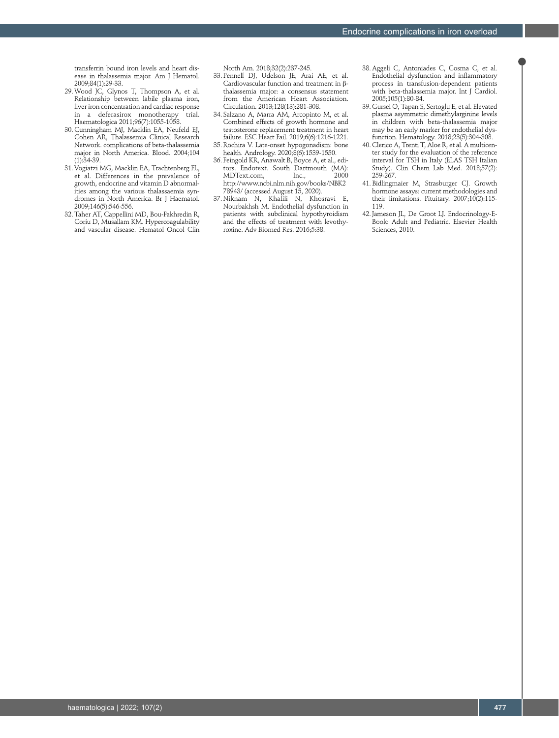transferrin bound iron levels and heart disease in thalassemia major. Am J Hematol. 2009;84(1):29-33.

29. Wood JC, Glynos T, Thompson A, et al. Relationship between labile plasma iron, liver iron concentration and cardiac response in a deferasirox monotherapy trial. Haematologica 2011;96(7):1055-1058.
30. Cunningham MJ, Macklin EA, Neufeld EJ, Cohen AR, Thalassemia Clinical Research Network. complications of beta-thalassemia major in North America. Blood. 2004;104 (1):34-39.
31. Vogiatzi MG, Macklin EA, Trachtenberg FL, et al. Differences in the prevalence of growth, endocrine and vitamin D abnormalities among the various thalassaemia syndromes in North America. Br J Haematol. 2009;146(5):546-556.
32. Taher AT, Cappellini MD, Bou-Fakhredin R, Coriu D, Musallam KM. Hypercoagulability and vascular disease. Hematol Oncol Clin North Am. 2018;32(2):237-245.
33. Pennell DJ, Udelson JE, Arai AE, et al. Cardiovascular function and treatment in β-thalassemia major: a consensus statement from the American Heart Association. Circulation. 2013;128(13):281-308.
34. Salzano A, Marra AM, Arcopinto M, et al. Combined effects of growth hormone and testosterone replacement treatment in heart failure. ESC Heart Fail. 2019;6(6):1216-1221.
35. Rochira V. Late-onset hypogonadism: bone health. Andrology. 2020;8(6):1539-1550.
36. Feingold KR, Anawalt B, Boyce A, et al., editors. Endotext. South Dartmouth (MA): MDText.com, Inc., 2000 http://www.ncbi.nlm.nih.gov/books/NBK278943/ (accessed August 15, 2020).
37. Niknam N, Khalili N, Khosravi E, Nourbakhsh M. Endothelial dysfunction in patients with subclinical hypothyroidism and the effects of treatment with levothyroxine. Adv Biomed Res. 2016;5:38.
38. Aggeli C, Antoniades C, Cosma C, et al. Endothelial dysfunction and inflammatory process in transfusion-dependent patients with beta-thalassemia major. Int J Cardiol. 2005;105(1):80-84.
39. Gursel O, Tapan S, Sertoglu E, et al. Elevated plasma asymmetric dimethylarginine levels in children with beta-thalassemia major may be an early marker for endothelial dysfunction. Hematology. 2018;23(5):304-308.
40. Clerico A, Trenti T, Aloe R, et al. A multicenter study for the evaluation of the reference interval for TSH in Italy (ELAS TSH Italian Study). Clin Chem Lab Med. 2018;57(2): 259-267.
41. Bidlingmaier M, Strasburger CJ. Growth hormone assays: current methodologies and their limitations. Pituitary. 2007;10(2):115-119.
42. Jameson JL, De Groot LJ. Endocrinology-E-Book: Adult and Pediatric. Elsevier Health Sciences, 2010.